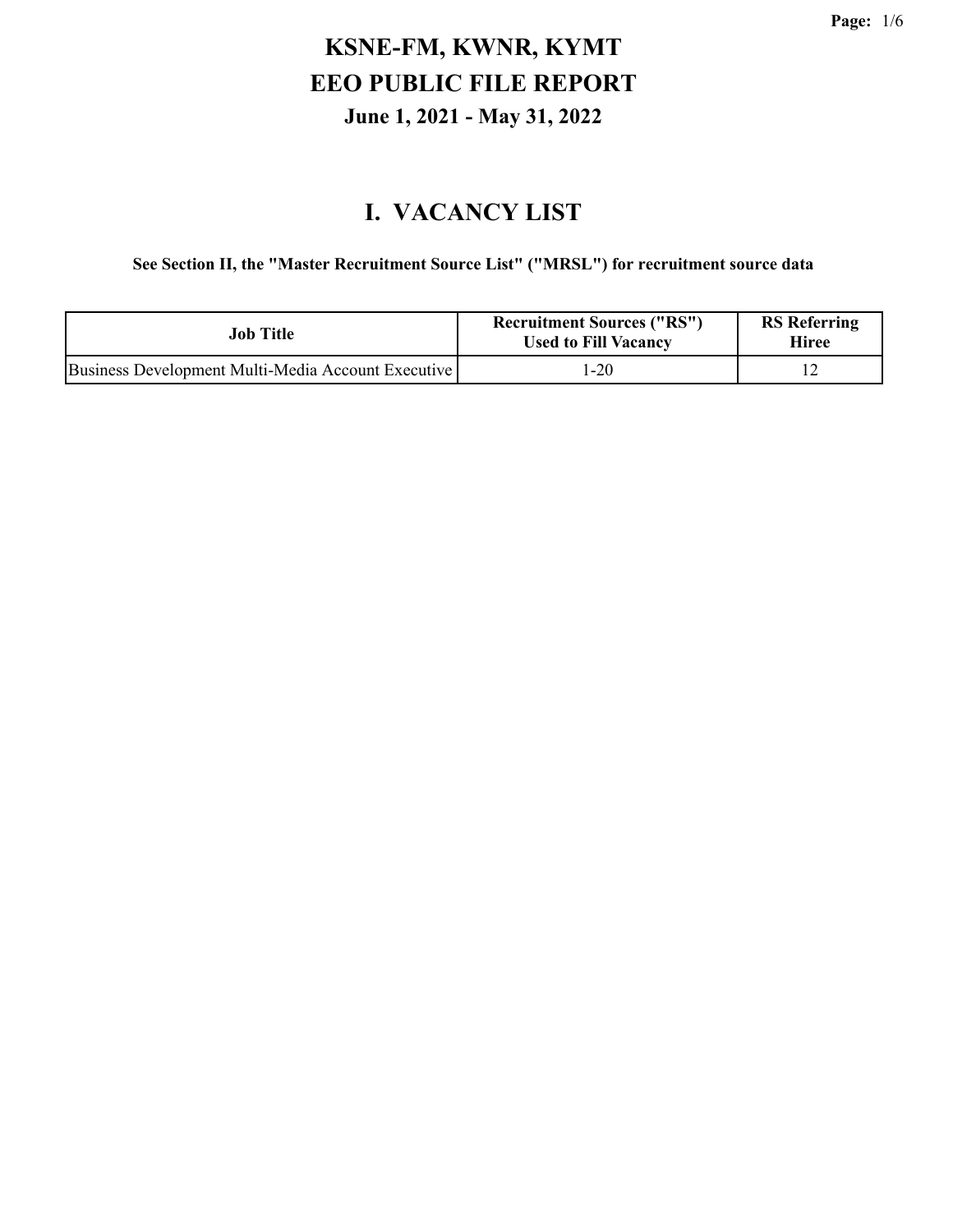# KSNE-FM, KWNR, KYMT
# EEO PUBLIC FILE REPORT
## June 1, 2021 - May 31, 2022

## I. VACANCY LIST

**See Section II, the "Master Recruitment Source List" ("MRSL") for recruitment source data**

| Job Title | Recruitment Sources ("RS") Used to Fill Vacancy | RS Referring Hiree |
|---|---|---|
| Business Development Multi-Media Account Executive | 1-20 | 12 |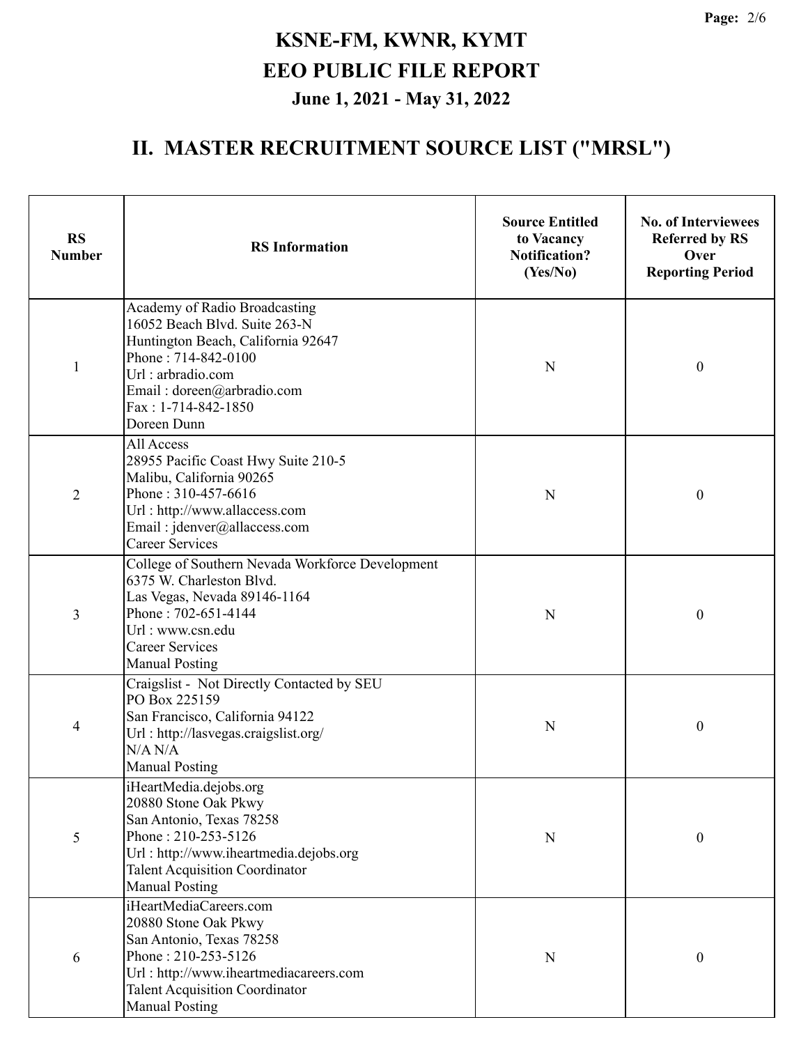# KSNE-FM, KWNR, KYMT
# EEO PUBLIC FILE REPORT
## June 1, 2021 - May 31, 2022

## II. MASTER RECRUITMENT SOURCE LIST ("MRSL")

| RS Number | RS Information | Source Entitled to Vacancy Notification? (Yes/No) | No. of Interviewees Referred by RS Over Reporting Period |
|---|---|---|---|
| 1 | Academy of Radio Broadcasting<br>16052 Beach Blvd. Suite 263-N<br>Huntington Beach, California 92647<br>Phone : 714-842-0100<br>Url : arbradio.com<br>Email : doreen@arbradio.com<br>Fax : 1-714-842-1850<br>Doreen Dunn | N | 0 |
| 2 | All Access<br>28955 Pacific Coast Hwy Suite 210-5<br>Malibu, California 90265<br>Phone : 310-457-6616<br>Url : http://www.allaccess.com<br>Email : jdenver@allaccess.com<br>Career Services | N | 0 |
| 3 | College of Southern Nevada Workforce Development<br>6375 W. Charleston Blvd.<br>Las Vegas, Nevada 89146-1164<br>Phone : 702-651-4144<br>Url : www.csn.edu<br>Career Services<br>Manual Posting | N | 0 |
| 4 | Craigslist - Not Directly Contacted by SEU<br>PO Box 225159<br>San Francisco, California 94122<br>Url : http://lasvegas.craigslist.org/<br>N/A N/A<br>Manual Posting | N | 0 |
| 5 | iHeartMedia.dejobs.org<br>20880 Stone Oak Pkwy<br>San Antonio, Texas 78258<br>Phone : 210-253-5126<br>Url : http://www.iheartmedia.dejobs.org<br>Talent Acquisition Coordinator<br>Manual Posting | N | 0 |
| 6 | iHeartMediaCareers.com<br>20880 Stone Oak Pkwy<br>San Antonio, Texas 78258<br>Phone : 210-253-5126<br>Url : http://www.iheartmediacareers.com<br>Talent Acquisition Coordinator<br>Manual Posting | N | 0 |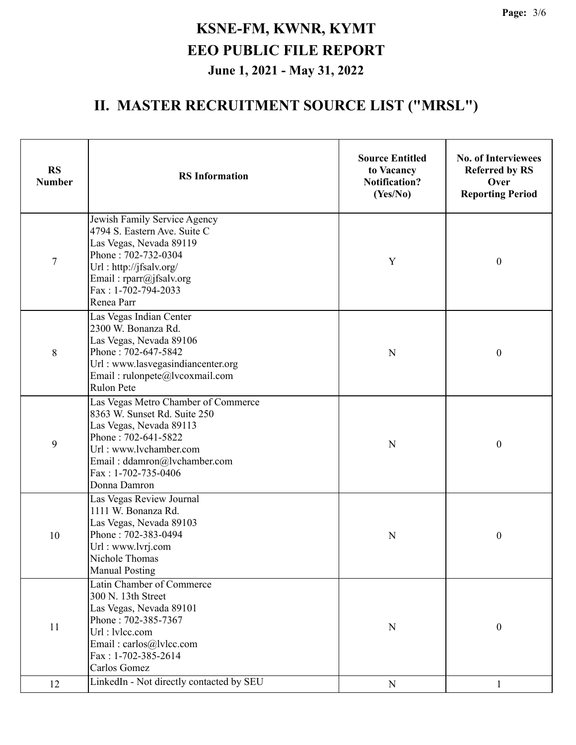# KSNE-FM, KWNR, KYMT
# EEO PUBLIC FILE REPORT
### June 1, 2021 - May 31, 2022

## II. MASTER RECRUITMENT SOURCE LIST ("MRSL")

| RS Number | RS Information | Source Entitled to Vacancy Notification? (Yes/No) | No. of Interviewees Referred by RS Over Reporting Period |
|---|---|---|---|
| 7 | Jewish Family Service Agency<br>4794 S. Eastern Ave. Suite C<br>Las Vegas, Nevada 89119<br>Phone : 702-732-0304<br>Url : http://jfsalv.org/<br>Email : rparr@jfsalv.org<br>Fax : 1-702-794-2033<br>Renea Parr | Y | 0 |
| 8 | Las Vegas Indian Center<br>2300 W. Bonanza Rd.<br>Las Vegas, Nevada 89106<br>Phone : 702-647-5842<br>Url : www.lasvegasindiancenter.org<br>Email : rulonpete@lvcoxmail.com<br>Rulon Pete | N | 0 |
| 9 | Las Vegas Metro Chamber of Commerce<br>8363 W. Sunset Rd. Suite 250<br>Las Vegas, Nevada 89113<br>Phone : 702-641-5822<br>Url : www.lvchamber.com<br>Email : ddamron@lvchamber.com<br>Fax : 1-702-735-0406<br>Donna Damron | N | 0 |
| 10 | Las Vegas Review Journal<br>1111 W. Bonanza Rd.<br>Las Vegas, Nevada 89103<br>Phone : 702-383-0494<br>Url : www.lvrj.com<br>Nichole Thomas<br>Manual Posting | N | 0 |
| 11 | Latin Chamber of Commerce<br>300 N. 13th Street<br>Las Vegas, Nevada 89101<br>Phone : 702-385-7367<br>Url : lvlcc.com<br>Email : carlos@lvlcc.com<br>Fax : 1-702-385-2614<br>Carlos Gomez | N | 0 |
| 12 | LinkedIn - Not directly contacted by SEU | N | 1 |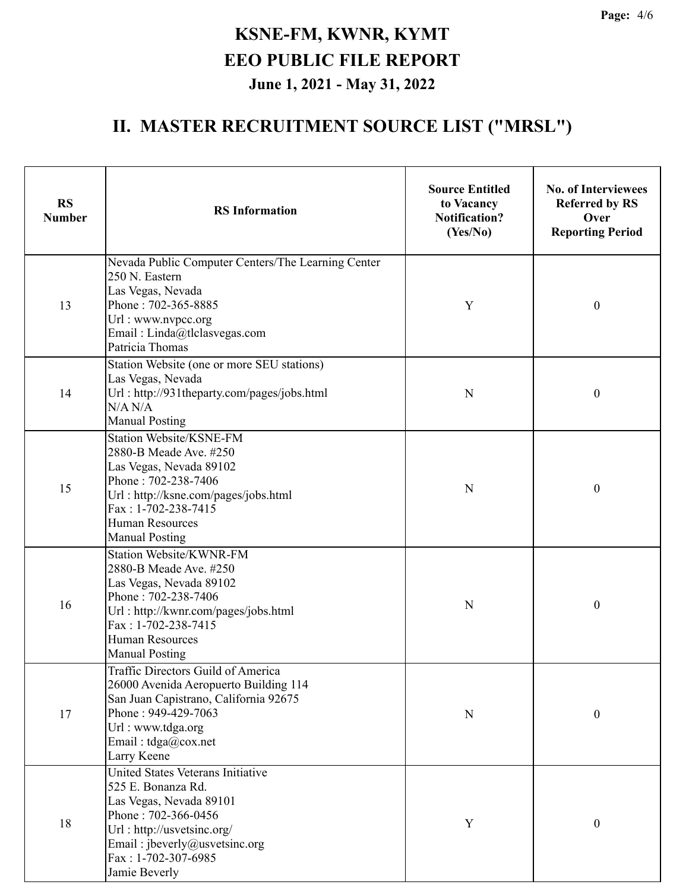# KSNE-FM, KWNR, KYMT
# EEO PUBLIC FILE REPORT
### June 1, 2021 - May 31, 2022

## II. MASTER RECRUITMENT SOURCE LIST ("MRSL")

| RS Number | RS Information | Source Entitled to Vacancy Notification? (Yes/No) | No. of Interviewees Referred by RS Over Reporting Period |
|---|---|---|---|
| 13 | Nevada Public Computer Centers/The Learning Center<br>250 N. Eastern<br>Las Vegas, Nevada<br>Phone : 702-365-8885<br>Url : www.nvpcc.org<br>Email : Linda@tlclasvegas.com<br>Patricia Thomas | Y | 0 |
| 14 | Station Website (one or more SEU stations)<br>Las Vegas, Nevada<br>Url : http://931theparty.com/pages/jobs.html<br>N/A N/A<br>Manual Posting | N | 0 |
| 15 | Station Website/KSNE-FM<br>2880-B Meade Ave. #250<br>Las Vegas, Nevada 89102<br>Phone : 702-238-7406<br>Url : http://ksne.com/pages/jobs.html<br>Fax : 1-702-238-7415<br>Human Resources<br>Manual Posting | N | 0 |
| 16 | Station Website/KWNR-FM<br>2880-B Meade Ave. #250<br>Las Vegas, Nevada 89102<br>Phone : 702-238-7406<br>Url : http://kwnr.com/pages/jobs.html<br>Fax : 1-702-238-7415<br>Human Resources<br>Manual Posting | N | 0 |
| 17 | Traffic Directors Guild of America<br>26000 Avenida Aeropuerto Building 114<br>San Juan Capistrano, California 92675<br>Phone : 949-429-7063<br>Url : www.tdga.org<br>Email : tdga@cox.net<br>Larry Keene | N | 0 |
| 18 | United States Veterans Initiative<br>525 E. Bonanza Rd.<br>Las Vegas, Nevada 89101<br>Phone : 702-366-0456<br>Url : http://usvetsinc.org/<br>Email : jbeverly@usvetsinc.org<br>Fax : 1-702-307-6985<br>Jamie Beverly | Y | 0 |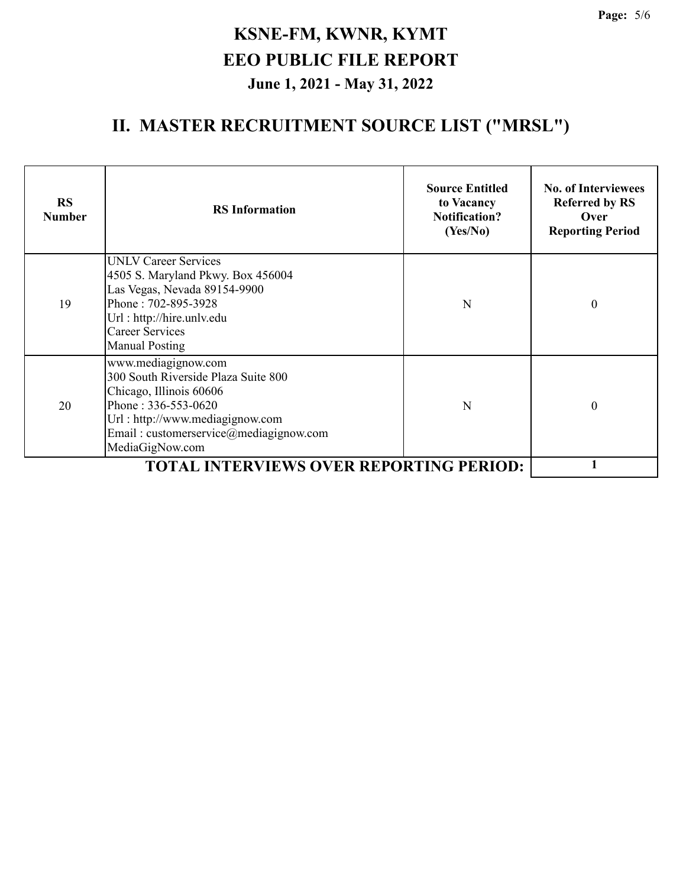# KSNE-FM, KWNR, KYMT
# EEO PUBLIC FILE REPORT
### June 1, 2021 - May 31, 2022

## II. MASTER RECRUITMENT SOURCE LIST ("MRSL")

| RS Number | RS Information | Source Entitled to Vacancy Notification? (Yes/No) | No. of Interviewees Referred by RS Over Reporting Period |
|---|---|---|---|
| 19 | UNLV Career Services<br>4505 S. Maryland Pkwy. Box 456004<br>Las Vegas, Nevada 89154-9900<br>Phone : 702-895-3928<br>Url : http://hire.unlv.edu<br>Career Services<br>Manual Posting | N | 0 |
| 20 | www.mediagignow.com<br>300 South Riverside Plaza Suite 800<br>Chicago, Illinois 60606<br>Phone : 336-553-0620<br>Url : http://www.mediagignow.com<br>Email : customerservice@mediagignow.com<br>MediaGigNow.com | N | 0 |
| | **TOTAL INTERVIEWS OVER REPORTING PERIOD:** | | **1** |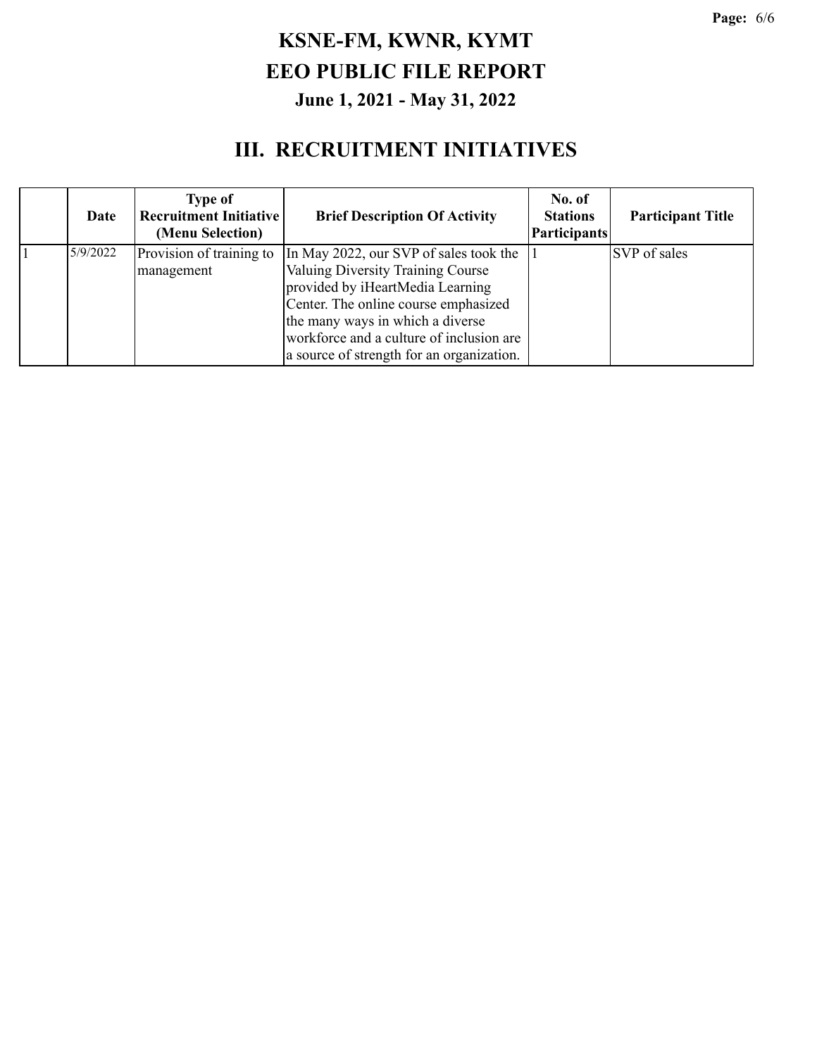# KSNE-FM, KWNR, KYMT

# EEO PUBLIC FILE REPORT

### June 1, 2021 - May 31, 2022

## III. RECRUITMENT INITIATIVES

| | Date | Type of Recruitment Initiative (Menu Selection) | Brief Description Of Activity | No. of Stations Participants | Participant Title |
|---|---|---|---|---|---|
| 1 | 5/9/2022 | Provision of training to management | In May 2022, our SVP of sales took the Valuing Diversity Training Course provided by iHeartMedia Learning Center. The online course emphasized the many ways in which a diverse workforce and a culture of inclusion are a source of strength for an organization. | 1 | SVP of sales |